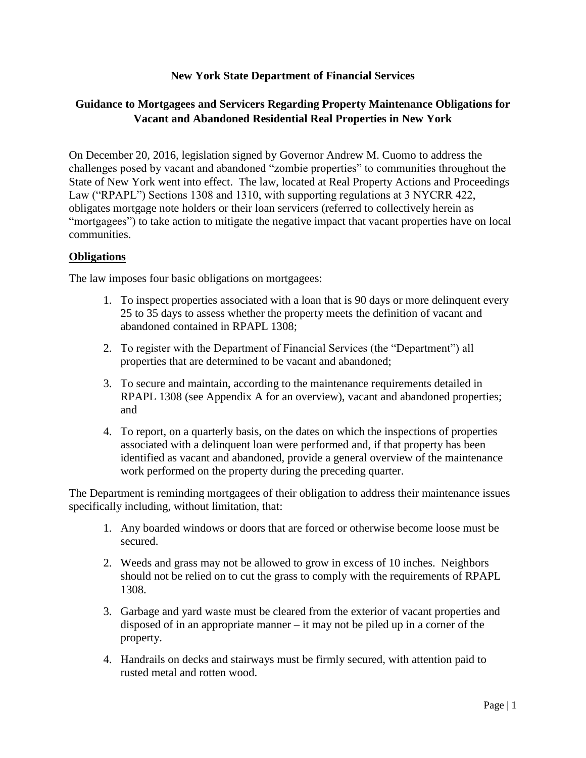**New York State Department of Financial Services**

**Guidance to Mortgagees and Servicers Regarding Property Maintenance Obligations for Vacant and Abandoned Residential Real Properties in New York**

On December 20, 2016, legislation signed by Governor Andrew M. Cuomo to address the challenges posed by vacant and abandoned "zombie properties" to communities throughout the State of New York went into effect. The law, located at Real Property Actions and Proceedings Law ("RPAPL") Sections 1308 and 1310, with supporting regulations at 3 NYCRR 422, obligates mortgage note holders or their loan servicers (referred to collectively herein as "mortgagees") to take action to mitigate the negative impact that vacant properties have on local communities.

## Obligations

The law imposes four basic obligations on mortgagees:

1. To inspect properties associated with a loan that is 90 days or more delinquent every 25 to 35 days to assess whether the property meets the definition of vacant and abandoned contained in RPAPL 1308;
2. To register with the Department of Financial Services (the "Department") all properties that are determined to be vacant and abandoned;
3. To secure and maintain, according to the maintenance requirements detailed in RPAPL 1308 (see Appendix A for an overview), vacant and abandoned properties; and
4. To report, on a quarterly basis, on the dates on which the inspections of properties associated with a delinquent loan were performed and, if that property has been identified as vacant and abandoned, provide a general overview of the maintenance work performed on the property during the preceding quarter.

The Department is reminding mortgagees of their obligation to address their maintenance issues specifically including, without limitation, that:

1. Any boarded windows or doors that are forced or otherwise become loose must be secured.
2. Weeds and grass may not be allowed to grow in excess of 10 inches. Neighbors should not be relied on to cut the grass to comply with the requirements of RPAPL 1308.
3. Garbage and yard waste must be cleared from the exterior of vacant properties and disposed of in an appropriate manner – it may not be piled up in a corner of the property.
4. Handrails on decks and stairways must be firmly secured, with attention paid to rusted metal and rotten wood.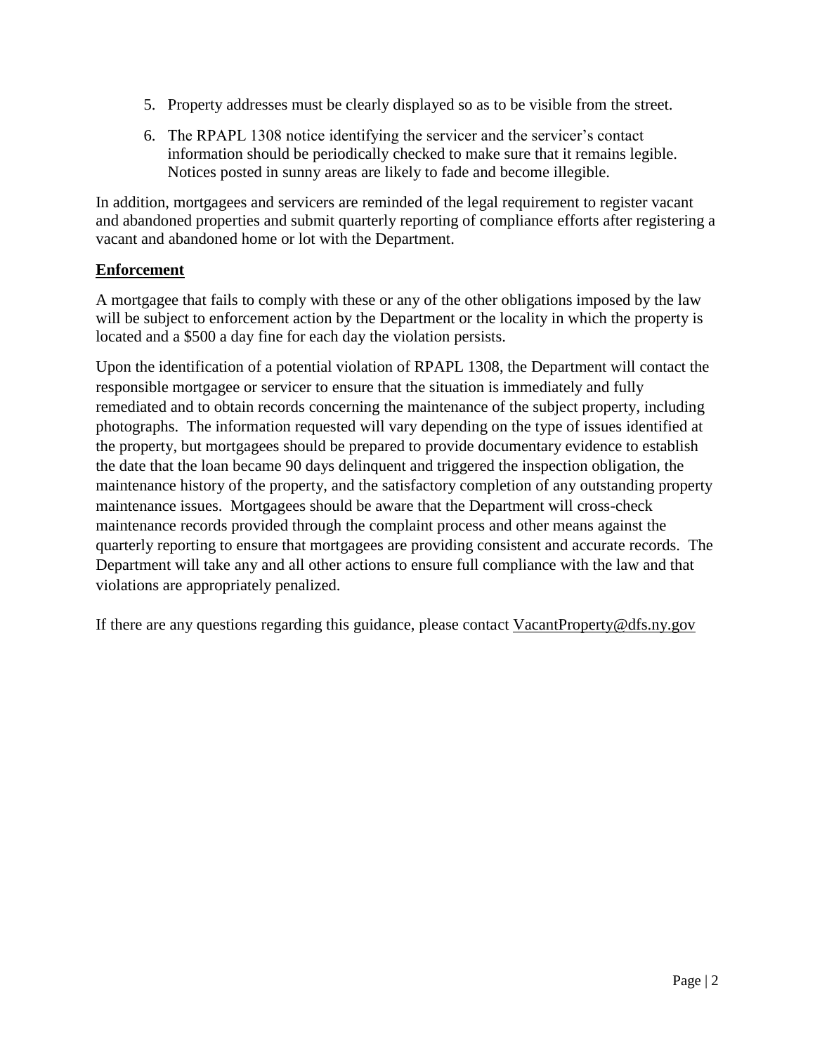5. Property addresses must be clearly displayed so as to be visible from the street.
6. The RPAPL 1308 notice identifying the servicer and the servicer's contact information should be periodically checked to make sure that it remains legible. Notices posted in sunny areas are likely to fade and become illegible.

In addition, mortgagees and servicers are reminded of the legal requirement to register vacant and abandoned properties and submit quarterly reporting of compliance efforts after registering a vacant and abandoned home or lot with the Department.

**Enforcement**

A mortgagee that fails to comply with these or any of the other obligations imposed by the law will be subject to enforcement action by the Department or the locality in which the property is located and a $500 a day fine for each day the violation persists.

Upon the identification of a potential violation of RPAPL 1308, the Department will contact the responsible mortgagee or servicer to ensure that the situation is immediately and fully remediated and to obtain records concerning the maintenance of the subject property, including photographs. The information requested will vary depending on the type of issues identified at the property, but mortgagees should be prepared to provide documentary evidence to establish the date that the loan became 90 days delinquent and triggered the inspection obligation, the maintenance history of the property, and the satisfactory completion of any outstanding property maintenance issues. Mortgagees should be aware that the Department will cross-check maintenance records provided through the complaint process and other means against the quarterly reporting to ensure that mortgagees are providing consistent and accurate records. The Department will take any and all other actions to ensure full compliance with the law and that violations are appropriately penalized.

If there are any questions regarding this guidance, please contact VacantProperty@dfs.ny.gov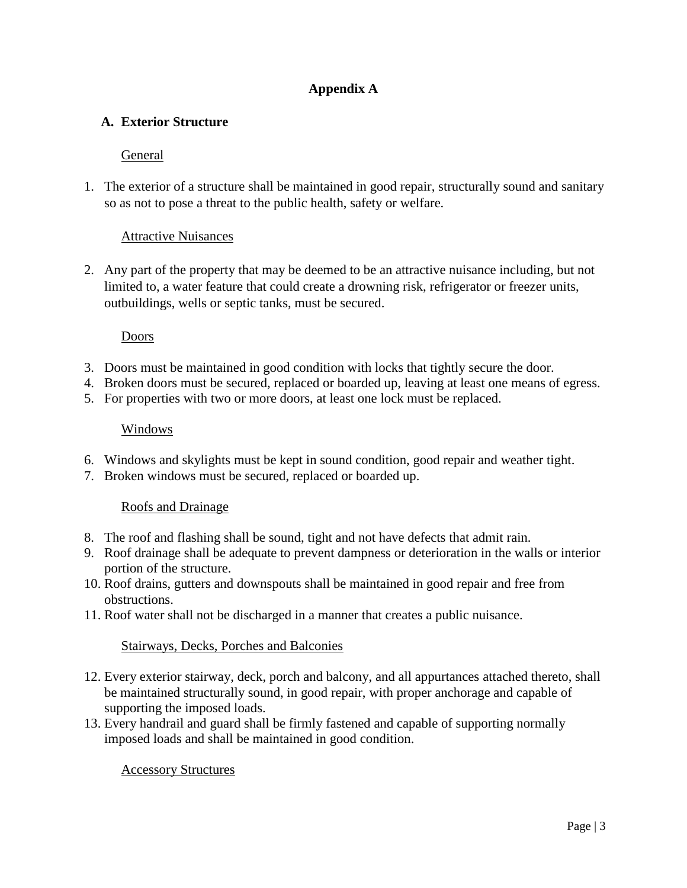# Appendix A

## A. Exterior Structure

General

1. The exterior of a structure shall be maintained in good repair, structurally sound and sanitary so as not to pose a threat to the public health, safety or welfare.

Attractive Nuisances

2. Any part of the property that may be deemed to be an attractive nuisance including, but not limited to, a water feature that could create a drowning risk, refrigerator or freezer units, outbuildings, wells or septic tanks, must be secured.

Doors

3. Doors must be maintained in good condition with locks that tightly secure the door.
4. Broken doors must be secured, replaced or boarded up, leaving at least one means of egress.
5. For properties with two or more doors, at least one lock must be replaced.

Windows

6. Windows and skylights must be kept in sound condition, good repair and weather tight.
7. Broken windows must be secured, replaced or boarded up.

Roofs and Drainage

8. The roof and flashing shall be sound, tight and not have defects that admit rain.
9. Roof drainage shall be adequate to prevent dampness or deterioration in the walls or interior portion of the structure.
10. Roof drains, gutters and downspouts shall be maintained in good repair and free from obstructions.
11. Roof water shall not be discharged in a manner that creates a public nuisance.

Stairways, Decks, Porches and Balconies

12. Every exterior stairway, deck, porch and balcony, and all appurtances attached thereto, shall be maintained structurally sound, in good repair, with proper anchorage and capable of supporting the imposed loads.
13. Every handrail and guard shall be firmly fastened and capable of supporting normally imposed loads and shall be maintained in good condition.

Accessory Structures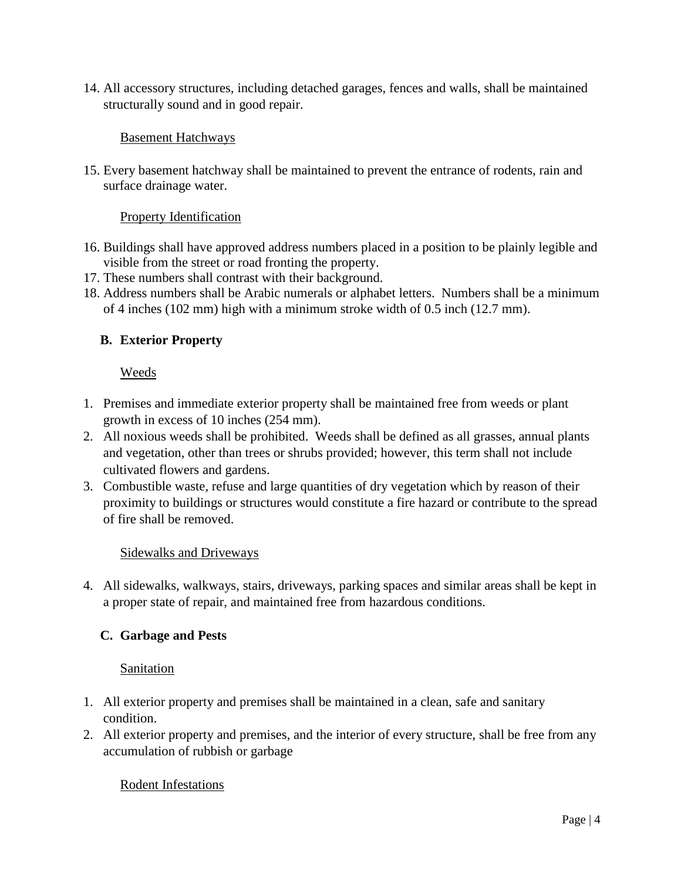14. All accessory structures, including detached garages, fences and walls, shall be maintained structurally sound and in good repair.

Basement Hatchways

15. Every basement hatchway shall be maintained to prevent the entrance of rodents, rain and surface drainage water.

Property Identification

16. Buildings shall have approved address numbers placed in a position to be plainly legible and visible from the street or road fronting the property.
17. These numbers shall contrast with their background.
18. Address numbers shall be Arabic numerals or alphabet letters. Numbers shall be a minimum of 4 inches (102 mm) high with a minimum stroke width of 0.5 inch (12.7 mm).

### B. Exterior Property

Weeds

1. Premises and immediate exterior property shall be maintained free from weeds or plant growth in excess of 10 inches (254 mm).
2. All noxious weeds shall be prohibited. Weeds shall be defined as all grasses, annual plants and vegetation, other than trees or shrubs provided; however, this term shall not include cultivated flowers and gardens.
3. Combustible waste, refuse and large quantities of dry vegetation which by reason of their proximity to buildings or structures would constitute a fire hazard or contribute to the spread of fire shall be removed.

Sidewalks and Driveways

4. All sidewalks, walkways, stairs, driveways, parking spaces and similar areas shall be kept in a proper state of repair, and maintained free from hazardous conditions.

### C. Garbage and Pests

Sanitation

1. All exterior property and premises shall be maintained in a clean, safe and sanitary condition.
2. All exterior property and premises, and the interior of every structure, shall be free from any accumulation of rubbish or garbage

Rodent Infestations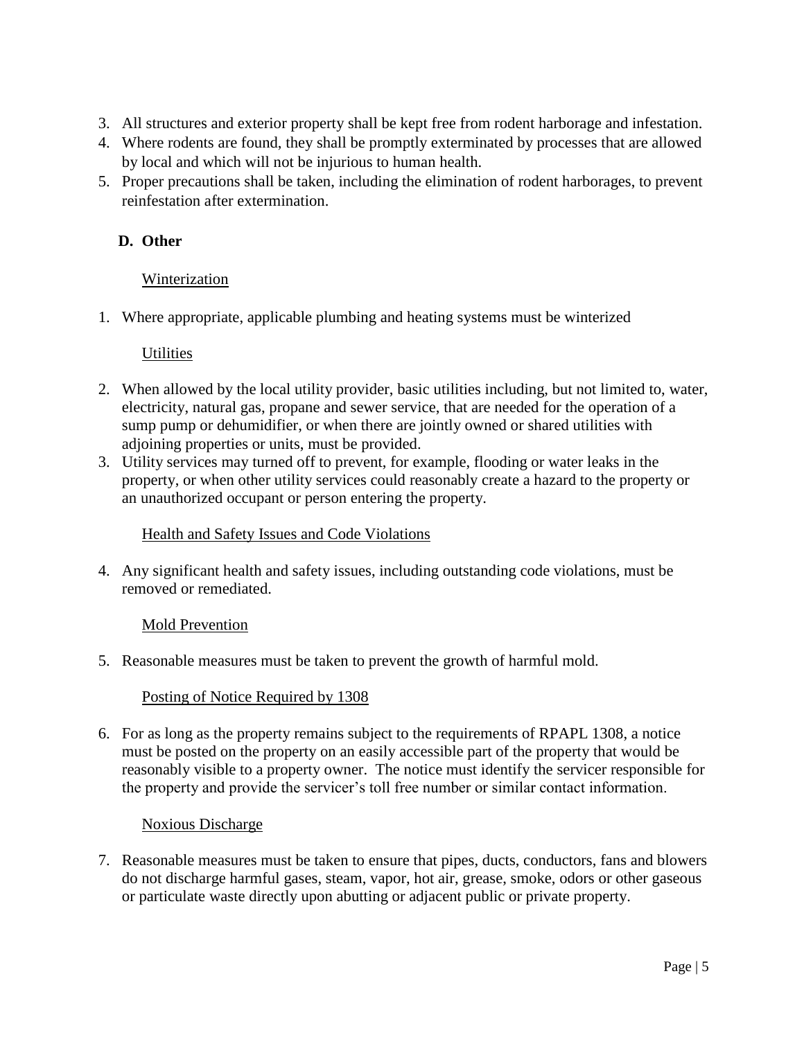3. All structures and exterior property shall be kept free from rodent harborage and infestation.
4. Where rodents are found, they shall be promptly exterminated by processes that are allowed by local and which will not be injurious to human health.
5. Proper precautions shall be taken, including the elimination of rodent harborages, to prevent reinfestation after extermination.

### D. Other

Winterization

1. Where appropriate, applicable plumbing and heating systems must be winterized

Utilities

2. When allowed by the local utility provider, basic utilities including, but not limited to, water, electricity, natural gas, propane and sewer service, that are needed for the operation of a sump pump or dehumidifier, or when there are jointly owned or shared utilities with adjoining properties or units, must be provided.
3. Utility services may turned off to prevent, for example, flooding or water leaks in the property, or when other utility services could reasonably create a hazard to the property or an unauthorized occupant or person entering the property.

Health and Safety Issues and Code Violations

4. Any significant health and safety issues, including outstanding code violations, must be removed or remediated.

Mold Prevention

5. Reasonable measures must be taken to prevent the growth of harmful mold.

Posting of Notice Required by 1308

6. For as long as the property remains subject to the requirements of RPAPL 1308, a notice must be posted on the property on an easily accessible part of the property that would be reasonably visible to a property owner. The notice must identify the servicer responsible for the property and provide the servicer's toll free number or similar contact information.

Noxious Discharge

7. Reasonable measures must be taken to ensure that pipes, ducts, conductors, fans and blowers do not discharge harmful gases, steam, vapor, hot air, grease, smoke, odors or other gaseous or particulate waste directly upon abutting or adjacent public or private property.